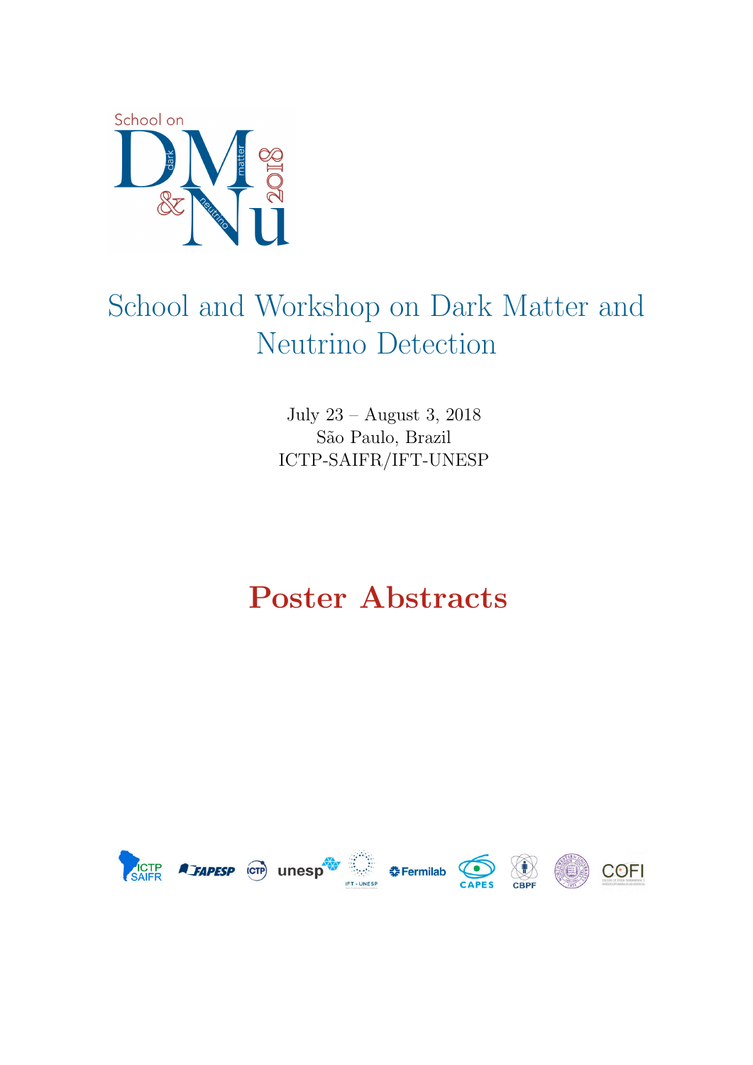School on DM & Nu 2018

# School and Workshop on Dark Matter and Neutrino Detection

July 23 – August 3, 2018
São Paulo, Brazil
ICTP-SAIFR/IFT-UNESP

# Poster Abstracts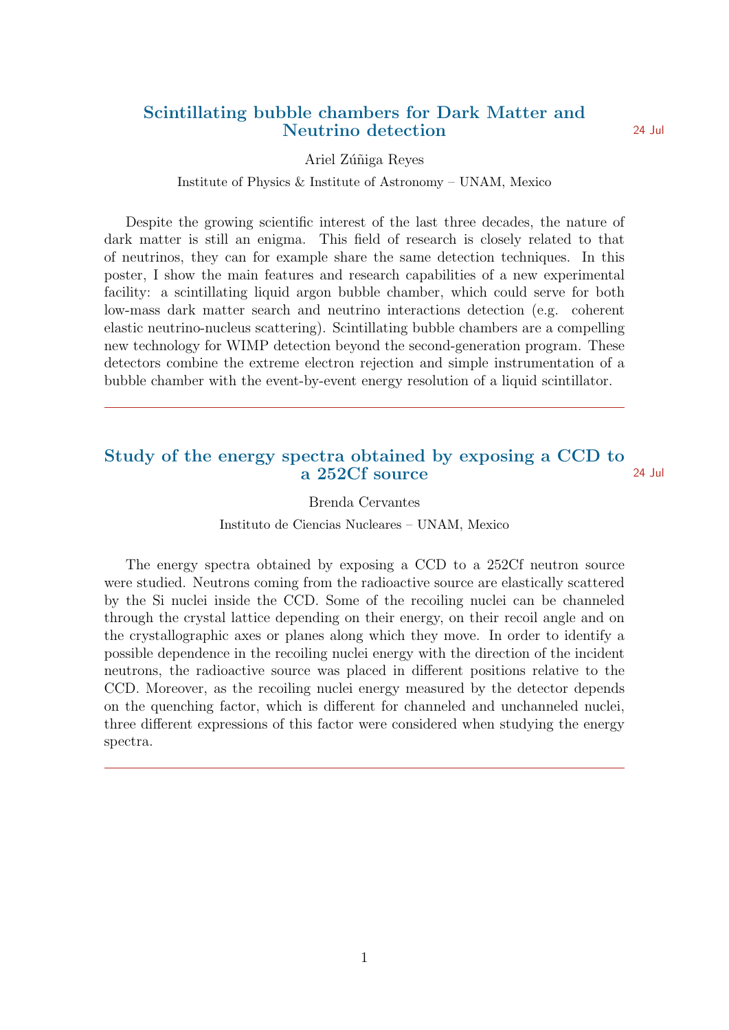## Scintillating bubble chambers for Dark Matter and Neutrino detection

24 Jul

Ariel Zúñiga Reyes

Institute of Physics & Institute of Astronomy – UNAM, Mexico

Despite the growing scientific interest of the last three decades, the nature of dark matter is still an enigma. This field of research is closely related to that of neutrinos, they can for example share the same detection techniques. In this poster, I show the main features and research capabilities of a new experimental facility: a scintillating liquid argon bubble chamber, which could serve for both low-mass dark matter search and neutrino interactions detection (e.g. coherent elastic neutrino-nucleus scattering). Scintillating bubble chambers are a compelling new technology for WIMP detection beyond the second-generation program. These detectors combine the extreme electron rejection and simple instrumentation of a bubble chamber with the event-by-event energy resolution of a liquid scintillator.

---

## Study of the energy spectra obtained by exposing a CCD to a 252Cf source

24 Jul

Brenda Cervantes

Instituto de Ciencias Nucleares – UNAM, Mexico

The energy spectra obtained by exposing a CCD to a 252Cf neutron source were studied. Neutrons coming from the radioactive source are elastically scattered by the Si nuclei inside the CCD. Some of the recoiling nuclei can be channeled through the crystal lattice depending on their energy, on their recoil angle and on the crystallographic axes or planes along which they move. In order to identify a possible dependence in the recoiling nuclei energy with the direction of the incident neutrons, the radioactive source was placed in different positions relative to the CCD. Moreover, as the recoiling nuclei energy measured by the detector depends on the quenching factor, which is different for channeled and unchanneled nuclei, three different expressions of this factor were considered when studying the energy spectra.

---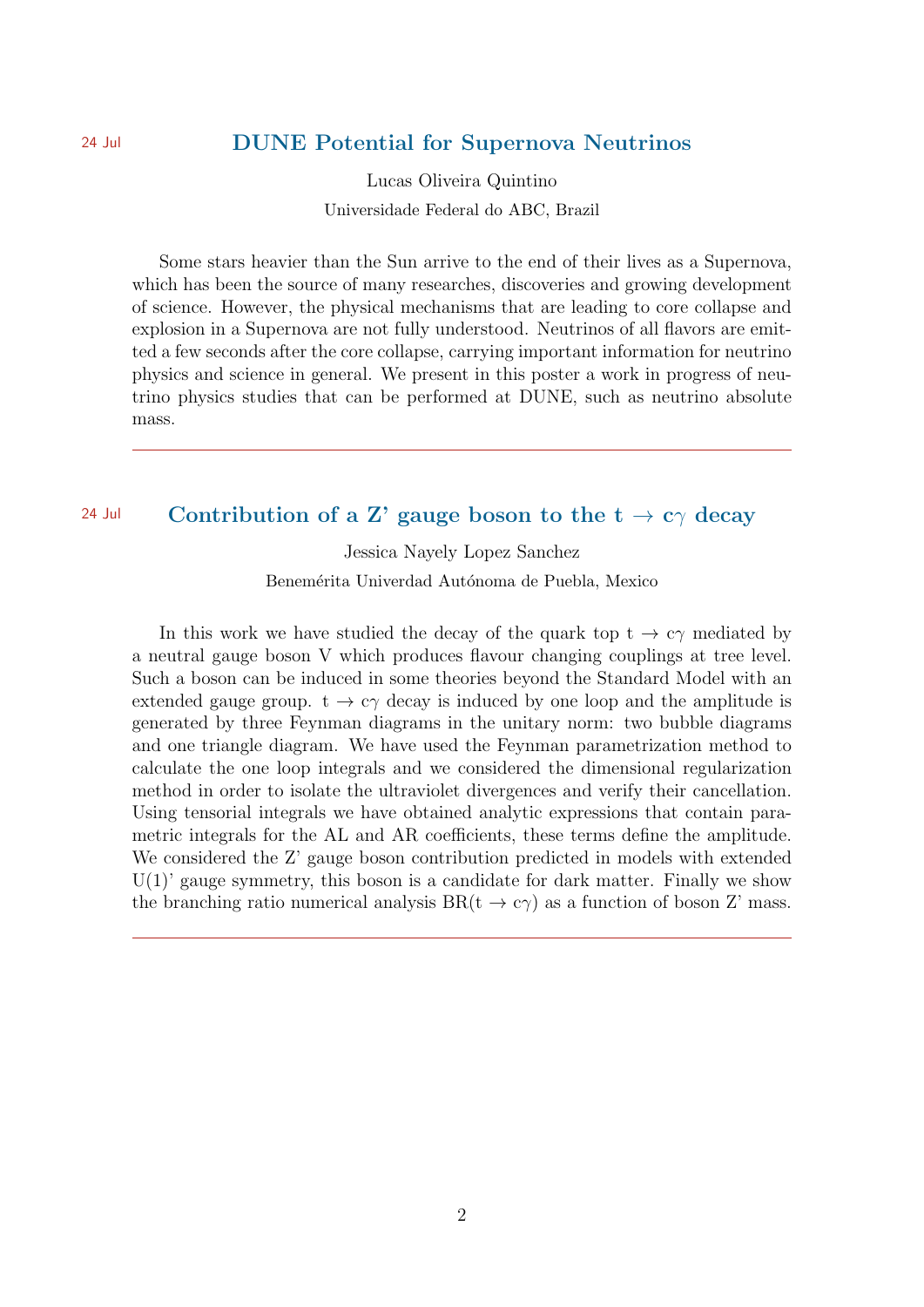24 Jul

## DUNE Potential for Supernova Neutrinos

Lucas Oliveira Quintino

Universidade Federal do ABC, Brazil

Some stars heavier than the Sun arrive to the end of their lives as a Supernova, which has been the source of many researches, discoveries and growing development of science. However, the physical mechanisms that are leading to core collapse and explosion in a Supernova are not fully understood. Neutrinos of all flavors are emitted a few seconds after the core collapse, carrying important information for neutrino physics and science in general. We present in this poster a work in progress of neutrino physics studies that can be performed at DUNE, such as neutrino absolute mass.

---

24 Jul

## Contribution of a Z' gauge boson to the $t \to c\gamma$ decay

Jessica Nayely Lopez Sanchez

Benemérita Univerdad Autónoma de Puebla, Mexico

In this work we have studied the decay of the quark top $t \to c\gamma$ mediated by a neutral gauge boson V which produces flavour changing couplings at tree level. Such a boson can be induced in some theories beyond the Standard Model with an extended gauge group. $t \to c\gamma$ decay is induced by one loop and the amplitude is generated by three Feynman diagrams in the unitary norm: two bubble diagrams and one triangle diagram. We have used the Feynman parametrization method to calculate the one loop integrals and we considered the dimensional regularization method in order to isolate the ultraviolet divergences and verify their cancellation. Using tensorial integrals we have obtained analytic expressions that contain parametric integrals for the AL and AR coefficients, these terms define the amplitude. We considered the Z' gauge boson contribution predicted in models with extended U(1)' gauge symmetry, this boson is a candidate for dark matter. Finally we show the branching ratio numerical analysis $BR(t \to c\gamma)$ as a function of boson Z' mass.

---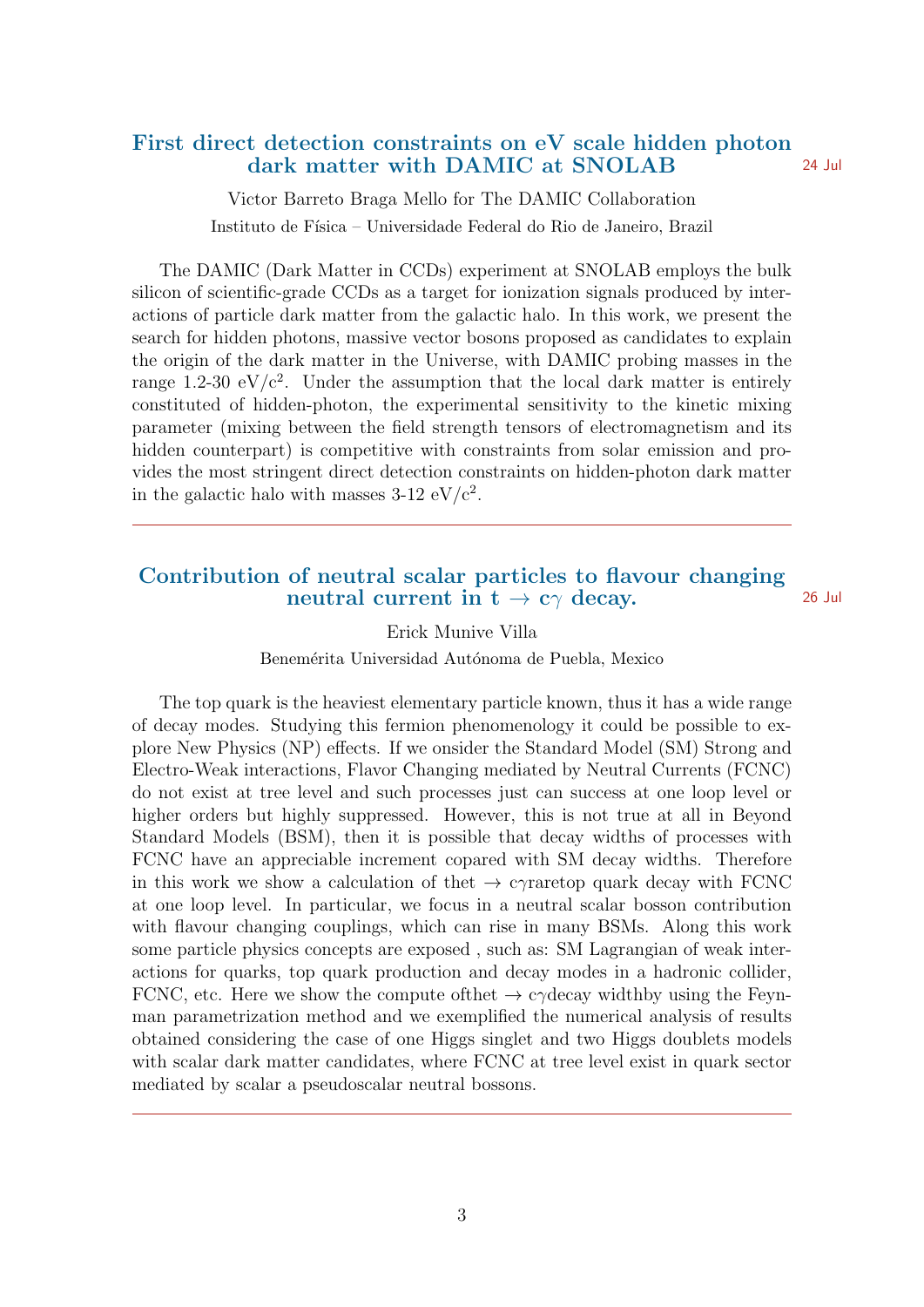## First direct detection constraints on eV scale hidden photon dark matter with DAMIC at SNOLAB

24 Jul

Victor Barreto Braga Mello for The DAMIC Collaboration

Instituto de Física – Universidade Federal do Rio de Janeiro, Brazil

The DAMIC (Dark Matter in CCDs) experiment at SNOLAB employs the bulk silicon of scientific-grade CCDs as a target for ionization signals produced by interactions of particle dark matter from the galactic halo. In this work, we present the search for hidden photons, massive vector bosons proposed as candidates to explain the origin of the dark matter in the Universe, with DAMIC probing masses in the range 1.2-30 eV/c$^2$. Under the assumption that the local dark matter is entirely constituted of hidden-photon, the experimental sensitivity to the kinetic mixing parameter (mixing between the field strength tensors of electromagnetism and its hidden counterpart) is competitive with constraints from solar emission and provides the most stringent direct detection constraints on hidden-photon dark matter in the galactic halo with masses 3-12 eV/c$^2$.

---

## Contribution of neutral scalar particles to flavour changing neutral current in t $\rightarrow$ c$\gamma$ decay.

26 Jul

Erick Munive Villa

Benemérita Universidad Autónoma de Puebla, Mexico

The top quark is the heaviest elementary particle known, thus it has a wide range of decay modes. Studying this fermion phenomenology it could be possible to explore New Physics (NP) effects. If we onsider the Standard Model (SM) Strong and Electro-Weak interactions, Flavor Changing mediated by Neutral Currents (FCNC) do not exist at tree level and such processes just can success at one loop level or higher orders but highly suppressed. However, this is not true at all in Beyond Standard Models (BSM), then it is possible that decay widths of processes with FCNC have an appreciable increment copared with SM decay widths. Therefore in this work we show a calculation of thet $\rightarrow$ c$\gamma$raretop quark decay with FCNC at one loop level. In particular, we focus in a neutral scalar bosson contribution with flavour changing couplings, which can rise in many BSMs. Along this work some particle physics concepts are exposed , such as: SM Lagrangian of weak interactions for quarks, top quark production and decay modes in a hadronic collider, FCNC, etc. Here we show the compute ofthet $\rightarrow$ c$\gamma$decay widthby using the Feynman parametrization method and we exemplified the numerical analysis of results obtained considering the case of one Higgs singlet and two Higgs doublets models with scalar dark matter candidates, where FCNC at tree level exist in quark sector mediated by scalar a pseudoscalar neutral bossons.

---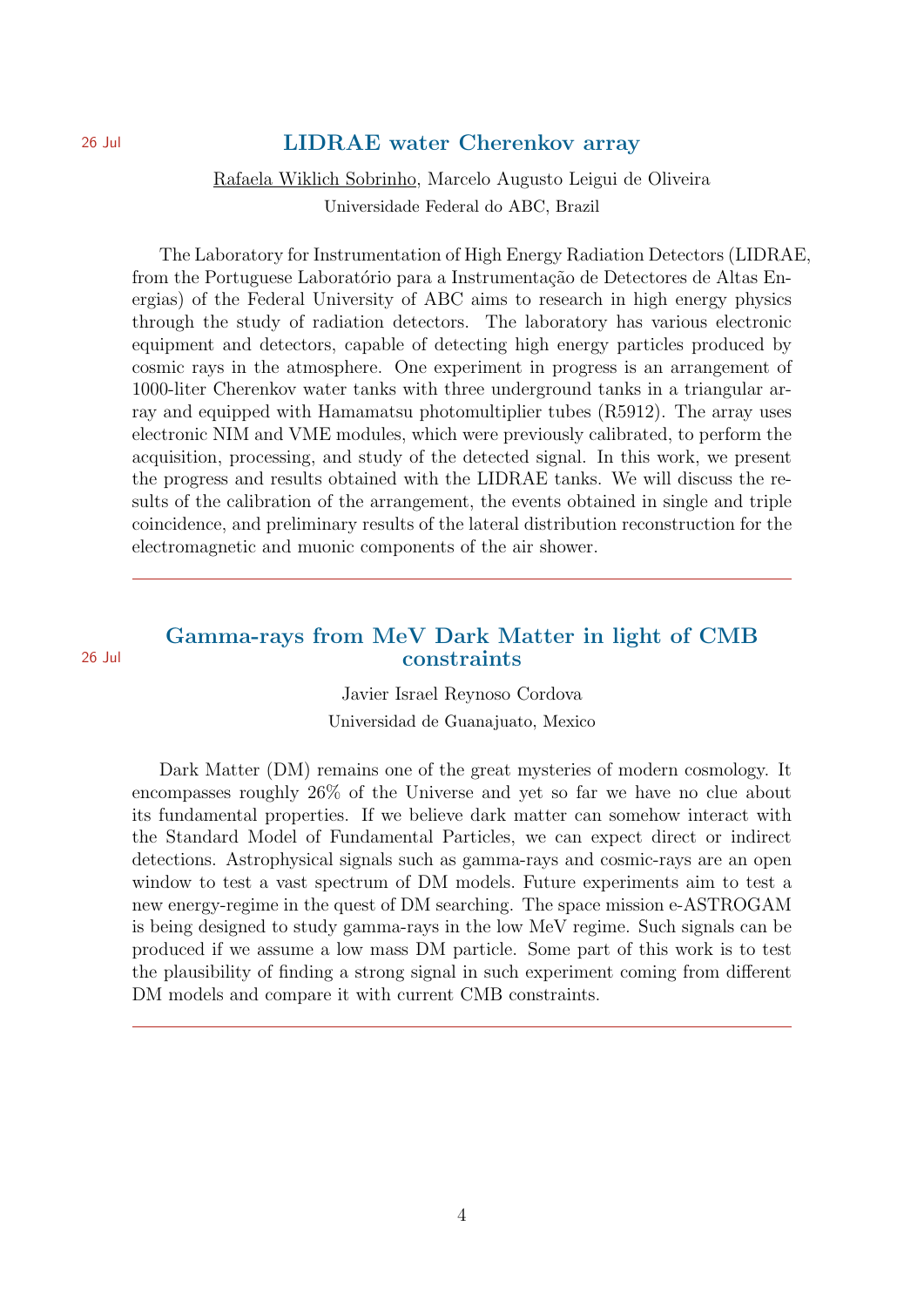26 Jul

## LIDRAE water Cherenkov array

Rafaela Wiklich Sobrinho, Marcelo Augusto Leigui de Oliveira

Universidade Federal do ABC, Brazil

The Laboratory for Instrumentation of High Energy Radiation Detectors (LIDRAE, from the Portuguese Laboratório para a Instrumentação de Detectores de Altas Energias) of the Federal University of ABC aims to research in high energy physics through the study of radiation detectors. The laboratory has various electronic equipment and detectors, capable of detecting high energy particles produced by cosmic rays in the atmosphere. One experiment in progress is an arrangement of 1000-liter Cherenkov water tanks with three underground tanks in a triangular array and equipped with Hamamatsu photomultiplier tubes (R5912). The array uses electronic NIM and VME modules, which were previously calibrated, to perform the acquisition, processing, and study of the detected signal. In this work, we present the progress and results obtained with the LIDRAE tanks. We will discuss the results of the calibration of the arrangement, the events obtained in single and triple coincidence, and preliminary results of the lateral distribution reconstruction for the electromagnetic and muonic components of the air shower.

---

26 Jul

## Gamma-rays from MeV Dark Matter in light of CMB constraints

Javier Israel Reynoso Cordova

Universidad de Guanajuato, Mexico

Dark Matter (DM) remains one of the great mysteries of modern cosmology. It encompasses roughly 26% of the Universe and yet so far we have no clue about its fundamental properties. If we believe dark matter can somehow interact with the Standard Model of Fundamental Particles, we can expect direct or indirect detections. Astrophysical signals such as gamma-rays and cosmic-rays are an open window to test a vast spectrum of DM models. Future experiments aim to test a new energy-regime in the quest of DM searching. The space mission e-ASTROGAM is being designed to study gamma-rays in the low MeV regime. Such signals can be produced if we assume a low mass DM particle. Some part of this work is to test the plausibility of finding a strong signal in such experiment coming from different DM models and compare it with current CMB constraints.

---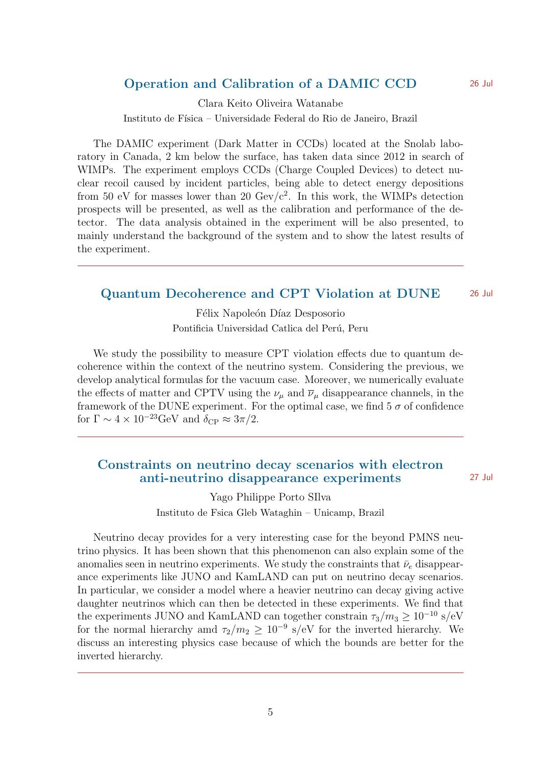## Operation and Calibration of a DAMIC CCD

26 Jul

Clara Keito Oliveira Watanabe

Instituto de Física – Universidade Federal do Rio de Janeiro, Brazil

The DAMIC experiment (Dark Matter in CCDs) located at the Snolab laboratory in Canada, 2 km below the surface, has taken data since 2012 in search of WIMPs. The experiment employs CCDs (Charge Coupled Devices) to detect nuclear recoil caused by incident particles, being able to detect energy depositions from 50 eV for masses lower than 20 Gev/c$^2$. In this work, the WIMPs detection prospects will be presented, as well as the calibration and performance of the detector. The data analysis obtained in the experiment will be also presented, to mainly understand the background of the system and to show the latest results of the experiment.

---

## Quantum Decoherence and CPT Violation at DUNE

26 Jul

Félix Napoleón Díaz Desposorio

Pontificia Universidad Catlica del Perú, Peru

We study the possibility to measure CPT violation effects due to quantum decoherence within the context of the neutrino system. Considering the previous, we develop analytical formulas for the vacuum case. Moreover, we numerically evaluate the effects of matter and CPTV using the $\nu_\mu$ and $\overline{\nu}_\mu$ disappearance channels, in the framework of the DUNE experiment. For the optimal case, we find 5 $\sigma$ of confidence for $\Gamma \sim 4 \times 10^{-23}$GeV and $\delta_{\rm CP} \approx 3\pi/2$.

---

## Constraints on neutrino decay scenarios with electron anti-neutrino disappearance experiments

27 Jul

Yago Philippe Porto SIlva

Instituto de Fsica Gleb Wataghin – Unicamp, Brazil

Neutrino decay provides for a very interesting case for the beyond PMNS neutrino physics. It has been shown that this phenomenon can also explain some of the anomalies seen in neutrino experiments. We study the constraints that $\bar{\nu}_e$ disappearance experiments like JUNO and KamLAND can put on neutrino decay scenarios. In particular, we consider a model where a heavier neutrino can decay giving active daughter neutrinos which can then be detected in these experiments. We find that the experiments JUNO and KamLAND can together constrain $\tau_3/m_3 \geq 10^{-10}$ s/eV for the normal hierarchy amd $\tau_2/m_2 \geq 10^{-9}$ s/eV for the inverted hierarchy. We discuss an interesting physics case because of which the bounds are better for the inverted hierarchy.

---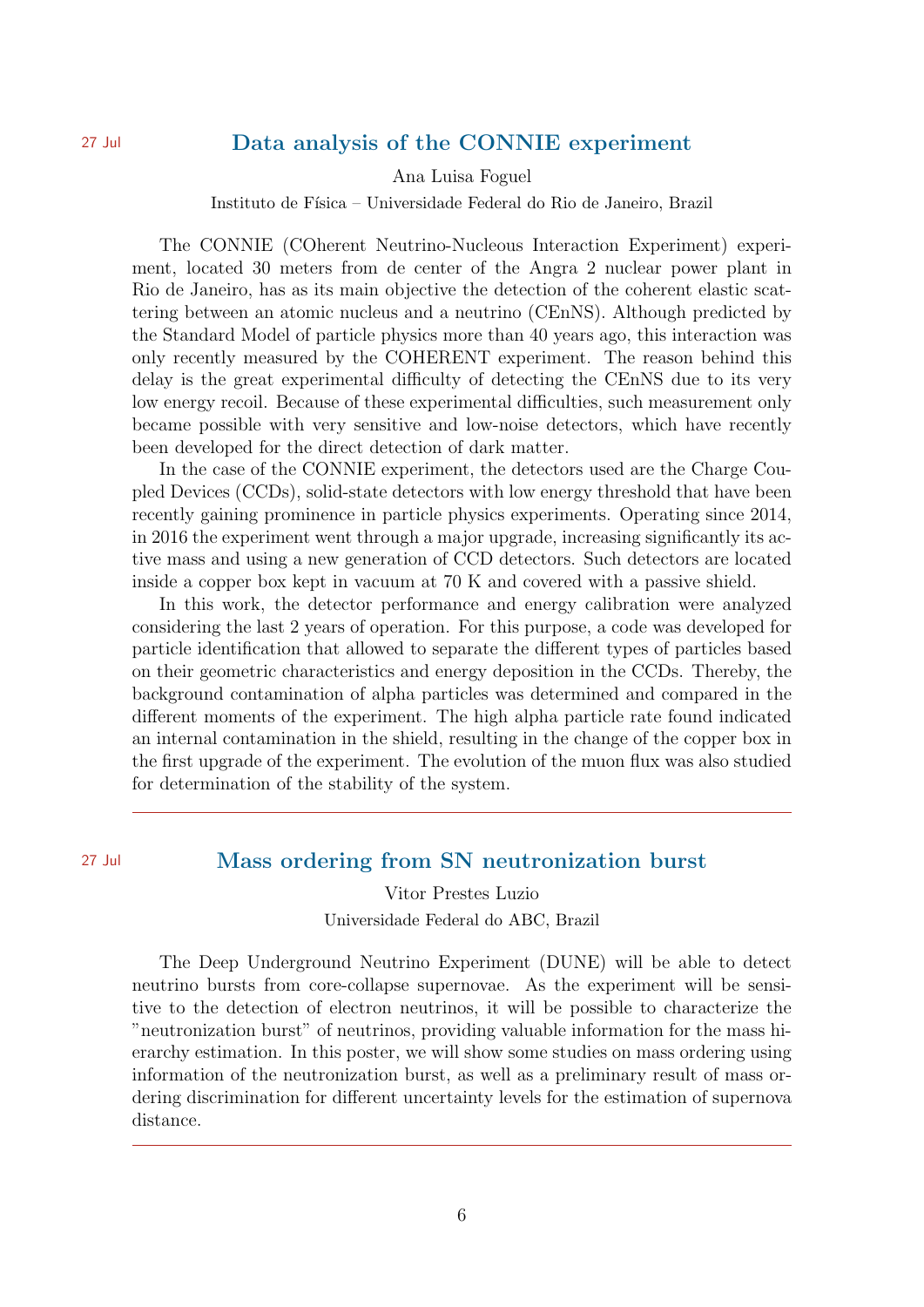27 Jul

## Data analysis of the CONNIE experiment

Ana Luisa Foguel

Instituto de Física – Universidade Federal do Rio de Janeiro, Brazil

The CONNIE (COherent Neutrino-Nucleous Interaction Experiment) experiment, located 30 meters from de center of the Angra 2 nuclear power plant in Rio de Janeiro, has as its main objective the detection of the coherent elastic scattering between an atomic nucleus and a neutrino (CEnNS). Although predicted by the Standard Model of particle physics more than 40 years ago, this interaction was only recently measured by the COHERENT experiment. The reason behind this delay is the great experimental difficulty of detecting the CEnNS due to its very low energy recoil. Because of these experimental difficulties, such measurement only became possible with very sensitive and low-noise detectors, which have recently been developed for the direct detection of dark matter.

In the case of the CONNIE experiment, the detectors used are the Charge Coupled Devices (CCDs), solid-state detectors with low energy threshold that have been recently gaining prominence in particle physics experiments. Operating since 2014, in 2016 the experiment went through a major upgrade, increasing significantly its active mass and using a new generation of CCD detectors. Such detectors are located inside a copper box kept in vacuum at 70 K and covered with a passive shield.

In this work, the detector performance and energy calibration were analyzed considering the last 2 years of operation. For this purpose, a code was developed for particle identification that allowed to separate the different types of particles based on their geometric characteristics and energy deposition in the CCDs. Thereby, the background contamination of alpha particles was determined and compared in the different moments of the experiment. The high alpha particle rate found indicated an internal contamination in the shield, resulting in the change of the copper box in the first upgrade of the experiment. The evolution of the muon flux was also studied for determination of the stability of the system.

---

27 Jul

## Mass ordering from SN neutronization burst

Vitor Prestes Luzio

Universidade Federal do ABC, Brazil

The Deep Underground Neutrino Experiment (DUNE) will be able to detect neutrino bursts from core-collapse supernovae. As the experiment will be sensitive to the detection of electron neutrinos, it will be possible to characterize the "neutronization burst" of neutrinos, providing valuable information for the mass hierarchy estimation. In this poster, we will show some studies on mass ordering using information of the neutronization burst, as well as a preliminary result of mass ordering discrimination for different uncertainty levels for the estimation of supernova distance.

---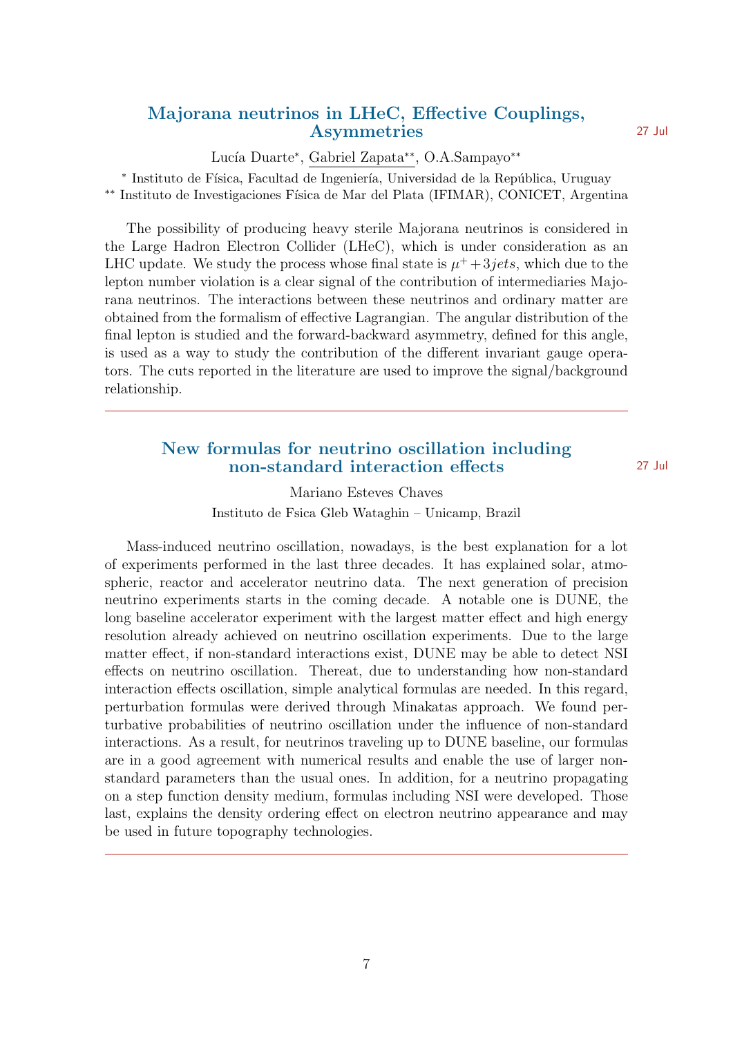## Majorana neutrinos in LHeC, Effective Couplings, Asymmetries

27 Jul

Lucía Duarte[*], Gabriel Zapata[**], O.A.Sampayo[**]

[*] Instituto de Física, Facultad de Ingeniería, Universidad de la República, Uruguay
[**] Instituto de Investigaciones Física de Mar del Plata (IFIMAR), CONICET, Argentina

The possibility of producing heavy sterile Majorana neutrinos is considered in the Large Hadron Electron Collider (LHeC), which is under consideration as an LHC update. We study the process whose final state is $\mu^+ + 3jets$, which due to the lepton number violation is a clear signal of the contribution of intermediaries Majorana neutrinos. The interactions between these neutrinos and ordinary matter are obtained from the formalism of effective Lagrangian. The angular distribution of the final lepton is studied and the forward-backward asymmetry, defined for this angle, is used as a way to study the contribution of the different invariant gauge operators. The cuts reported in the literature are used to improve the signal/background relationship.

---

## New formulas for neutrino oscillation including non-standard interaction effects

27 Jul

Mariano Esteves Chaves

Instituto de Fsica Gleb Wataghin – Unicamp, Brazil

Mass-induced neutrino oscillation, nowadays, is the best explanation for a lot of experiments performed in the last three decades. It has explained solar, atmospheric, reactor and accelerator neutrino data. The next generation of precision neutrino experiments starts in the coming decade. A notable one is DUNE, the long baseline accelerator experiment with the largest matter effect and high energy resolution already achieved on neutrino oscillation experiments. Due to the large matter effect, if non-standard interactions exist, DUNE may be able to detect NSI effects on neutrino oscillation. Thereat, due to understanding how non-standard interaction effects oscillation, simple analytical formulas are needed. In this regard, perturbation formulas were derived through Minakatas approach. We found perturbative probabilities of neutrino oscillation under the influence of non-standard interactions. As a result, for neutrinos traveling up to DUNE baseline, our formulas are in a good agreement with numerical results and enable the use of larger non-standard parameters than the usual ones. In addition, for a neutrino propagating on a step function density medium, formulas including NSI were developed. Those last, explains the density ordering effect on electron neutrino appearance and may be used in future topography technologies.

---